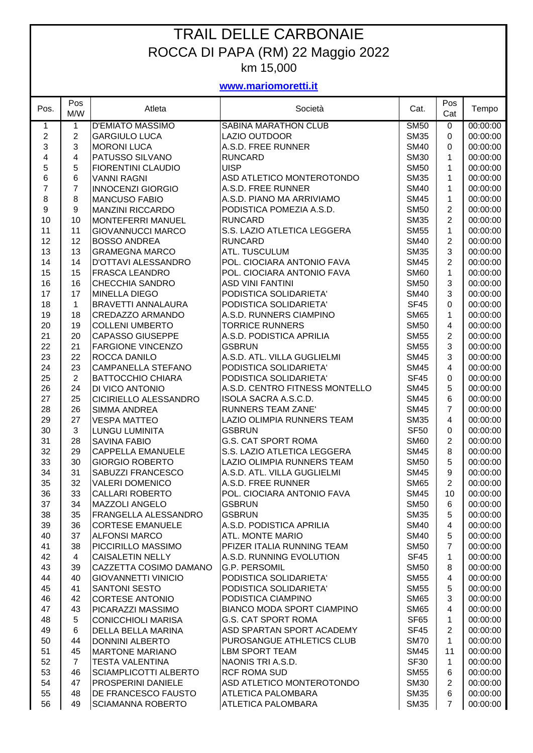# TRAIL DELLE CARBONAIE

## ROCCA DI PAPA (RM) 22 Maggio 2022

km 15,000

**www.mariomoretti.it**

| Pos. | Pos M/W | Atleta | Società | Cat. | Pos Cat | Tempo |
|---|---|---|---|---|---|---|
| 1 | 1 | D'EMIATO MASSIMO | SABINA MARATHON CLUB | SM50 | 0 | 00:00:00 |
| 2 | 2 | GARGIULO LUCA | LAZIO OUTDOOR | SM35 | 0 | 00:00:00 |
| 3 | 3 | MORONI LUCA | A.S.D. FREE RUNNER | SM40 | 0 | 00:00:00 |
| 4 | 4 | PATUSSO SILVANO | RUNCARD | SM30 | 1 | 00:00:00 |
| 5 | 5 | FIORENTINI CLAUDIO | UISP | SM50 | 1 | 00:00:00 |
| 6 | 6 | VANNI RAGNI | ASD ATLETICO MONTEROTONDO | SM35 | 1 | 00:00:00 |
| 7 | 7 | INNOCENZI GIORGIO | A.S.D. FREE RUNNER | SM40 | 1 | 00:00:00 |
| 8 | 8 | MANCUSO FABIO | A.S.D. PIANO MA ARRIVIAMO | SM45 | 1 | 00:00:00 |
| 9 | 9 | MANZINI RICCARDO | PODISTICA POMEZIA A.S.D. | SM50 | 2 | 00:00:00 |
| 10 | 10 | MONTEFERRI MANUEL | RUNCARD | SM35 | 2 | 00:00:00 |
| 11 | 11 | GIOVANNUCCI MARCO | S.S. LAZIO ATLETICA LEGGERA | SM55 | 1 | 00:00:00 |
| 12 | 12 | BOSSO ANDREA | RUNCARD | SM40 | 2 | 00:00:00 |
| 13 | 13 | GRAMEGNA MARCO | ATL. TUSCULUM | SM35 | 3 | 00:00:00 |
| 14 | 14 | D'OTTAVI ALESSANDRO | POL. CIOCIARA ANTONIO FAVA | SM45 | 2 | 00:00:00 |
| 15 | 15 | FRASCA LEANDRO | POL. CIOCIARA ANTONIO FAVA | SM60 | 1 | 00:00:00 |
| 16 | 16 | CHECCHIA SANDRO | ASD VINI FANTINI | SM50 | 3 | 00:00:00 |
| 17 | 17 | MINELLA DIEGO | PODISTICA SOLIDARIETA' | SM40 | 3 | 00:00:00 |
| 18 | 1 | BRAVETTI ANNALAURA | PODISTICA SOLIDARIETA' | SF45 | 0 | 00:00:00 |
| 19 | 18 | CREDAZZO ARMANDO | A.S.D. RUNNERS CIAMPINO | SM65 | 1 | 00:00:00 |
| 20 | 19 | COLLENI UMBERTO | TORRICE RUNNERS | SM50 | 4 | 00:00:00 |
| 21 | 20 | CAPASSO GIUSEPPE | A.S.D. PODISTICA APRILIA | SM55 | 2 | 00:00:00 |
| 22 | 21 | FARGIONE VINCENZO | GSBRUN | SM55 | 3 | 00:00:00 |
| 23 | 22 | ROCCA DANILO | A.S.D. ATL. VILLA GUGLIELMI | SM45 | 3 | 00:00:00 |
| 24 | 23 | CAMPANELLA STEFANO | PODISTICA SOLIDARIETA' | SM45 | 4 | 00:00:00 |
| 25 | 2 | BATTOCCHIO CHIARA | PODISTICA SOLIDARIETA' | SF45 | 0 | 00:00:00 |
| 26 | 24 | DI VICO ANTONIO | A.S.D. CENTRO FITNESS MONTELLO | SM45 | 5 | 00:00:00 |
| 27 | 25 | CICIRIELLO ALESSANDRO | ISOLA SACRA A.S.C.D. | SM45 | 6 | 00:00:00 |
| 28 | 26 | SIMMA ANDREA | RUNNERS TEAM ZANE' | SM45 | 7 | 00:00:00 |
| 29 | 27 | VESPA MATTEO | LAZIO OLIMPIA RUNNERS TEAM | SM35 | 4 | 00:00:00 |
| 30 | 3 | LUNGU LUMINITA | GSBRUN | SF50 | 0 | 00:00:00 |
| 31 | 28 | SAVINA FABIO | G.S. CAT SPORT ROMA | SM60 | 2 | 00:00:00 |
| 32 | 29 | CAPPELLA EMANUELE | S.S. LAZIO ATLETICA LEGGERA | SM45 | 8 | 00:00:00 |
| 33 | 30 | GIORGIO ROBERTO | LAZIO OLIMPIA RUNNERS TEAM | SM50 | 5 | 00:00:00 |
| 34 | 31 | SABUZZI FRANCESCO | A.S.D. ATL. VILLA GUGLIELMI | SM45 | 9 | 00:00:00 |
| 35 | 32 | VALERI DOMENICO | A.S.D. FREE RUNNER | SM65 | 2 | 00:00:00 |
| 36 | 33 | CALLARI ROBERTO | POL. CIOCIARA ANTONIO FAVA | SM45 | 10 | 00:00:00 |
| 37 | 34 | MAZZOLI ANGELO | GSBRUN | SM50 | 6 | 00:00:00 |
| 38 | 35 | FRANGELLA ALESSANDRO | GSBRUN | SM35 | 5 | 00:00:00 |
| 39 | 36 | CORTESE EMANUELE | A.S.D. PODISTICA APRILIA | SM40 | 4 | 00:00:00 |
| 40 | 37 | ALFONSI MARCO | ATL. MONTE MARIO | SM40 | 5 | 00:00:00 |
| 41 | 38 | PICCIRILLO MASSIMO | PFIZER ITALIA RUNNING TEAM | SM50 | 7 | 00:00:00 |
| 42 | 4 | CAISALETIN NELLY | A.S.D. RUNNING EVOLUTION | SF45 | 1 | 00:00:00 |
| 43 | 39 | CAZZETTA COSIMO DAMANO | G.P. PERSOMIL | SM50 | 8 | 00:00:00 |
| 44 | 40 | GIOVANNETTI VINICIO | PODISTICA SOLIDARIETA' | SM55 | 4 | 00:00:00 |
| 45 | 41 | SANTONI SESTO | PODISTICA SOLIDARIETA' | SM55 | 5 | 00:00:00 |
| 46 | 42 | CORTESE ANTONIO | PODISTICA CIAMPINO | SM65 | 3 | 00:00:00 |
| 47 | 43 | PICARAZZI MASSIMO | BIANCO MODA SPORT CIAMPINO | SM65 | 4 | 00:00:00 |
| 48 | 5 | CONICCHIOLI MARISA | G.S. CAT SPORT ROMA | SF65 | 1 | 00:00:00 |
| 49 | 6 | DELLA BELLA MARINA | ASD SPARTAN SPORT ACADEMY | SF45 | 2 | 00:00:00 |
| 50 | 44 | DONNINI ALBERTO | PUROSANGUE ATHLETICS CLUB | SM70 | 1 | 00:00:00 |
| 51 | 45 | MARTONE MARIANO | LBM SPORT TEAM | SM45 | 11 | 00:00:00 |
| 52 | 7 | TESTA VALENTINA | NAONIS TRI A.S.D. | SF30 | 1 | 00:00:00 |
| 53 | 46 | SCIAMPLICOTTI ALBERTO | RCF ROMA SUD | SM55 | 6 | 00:00:00 |
| 54 | 47 | PROSPERINI DANIELE | ASD ATLETICO MONTEROTONDO | SM30 | 2 | 00:00:00 |
| 55 | 48 | DE FRANCESCO FAUSTO | ATLETICA PALOMBARA | SM35 | 6 | 00:00:00 |
| 56 | 49 | SCIAMANNA ROBERTO | ATLETICA PALOMBARA | SM35 | 7 | 00:00:00 |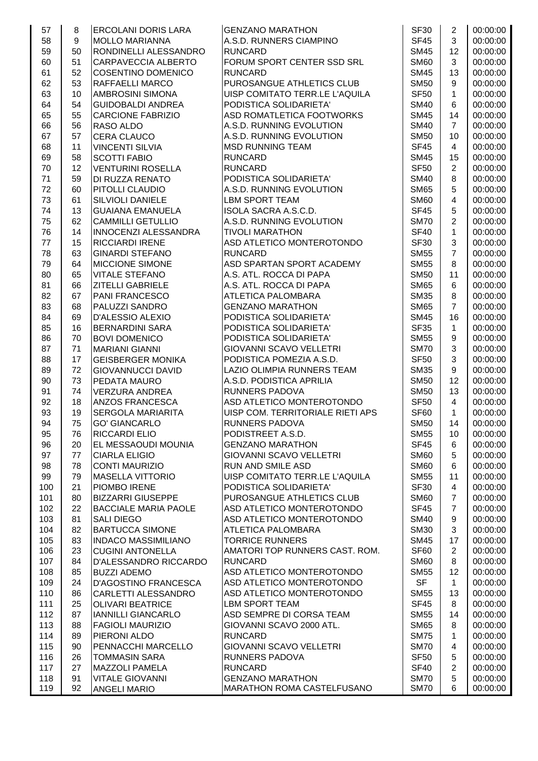| | | | | | | |
|---|---|---|---|---|---|---|
| 57 | 8 | ERCOLANI DORIS LARA | GENZANO MARATHON | SF30 | 2 | 00:00:00 |
| 58 | 9 | MOLLO MARIANNA | A.S.D. RUNNERS CIAMPINO | SF45 | 3 | 00:00:00 |
| 59 | 50 | RONDINELLI ALESSANDRO | RUNCARD | SM45 | 12 | 00:00:00 |
| 60 | 51 | CARPAVECCIA ALBERTO | FORUM SPORT CENTER SSD SRL | SM60 | 3 | 00:00:00 |
| 61 | 52 | COSENTINO DOMENICO | RUNCARD | SM45 | 13 | 00:00:00 |
| 62 | 53 | RAFFAELLI MARCO | PUROSANGUE ATHLETICS CLUB | SM50 | 9 | 00:00:00 |
| 63 | 10 | AMBROSINI SIMONA | UISP COMITATO TERR.LE L'AQUILA | SF50 | 1 | 00:00:00 |
| 64 | 54 | GUIDOBALDI ANDREA | PODISTICA SOLIDARIETA' | SM40 | 6 | 00:00:00 |
| 65 | 55 | CARCIONE FABRIZIO | ASD ROMATLETICA FOOTWORKS | SM45 | 14 | 00:00:00 |
| 66 | 56 | RASO ALDO | A.S.D. RUNNING EVOLUTION | SM40 | 7 | 00:00:00 |
| 67 | 57 | CERA CLAUCO | A.S.D. RUNNING EVOLUTION | SM50 | 10 | 00:00:00 |
| 68 | 11 | VINCENTI SILVIA | MSD RUNNING TEAM | SF45 | 4 | 00:00:00 |
| 69 | 58 | SCOTTI FABIO | RUNCARD | SM45 | 15 | 00:00:00 |
| 70 | 12 | VENTURINI ROSELLA | RUNCARD | SF50 | 2 | 00:00:00 |
| 71 | 59 | DI RUZZA RENATO | PODISTICA SOLIDARIETA' | SM40 | 8 | 00:00:00 |
| 72 | 60 | PITOLLI CLAUDIO | A.S.D. RUNNING EVOLUTION | SM65 | 5 | 00:00:00 |
| 73 | 61 | SILVIOLI DANIELE | LBM SPORT TEAM | SM60 | 4 | 00:00:00 |
| 74 | 13 | GUAIANA EMANUELA | ISOLA SACRA A.S.C.D. | SF45 | 5 | 00:00:00 |
| 75 | 62 | CAMMILLI GETULLIO | A.S.D. RUNNING EVOLUTION | SM70 | 2 | 00:00:00 |
| 76 | 14 | INNOCENZI ALESSANDRA | TIVOLI MARATHON | SF40 | 1 | 00:00:00 |
| 77 | 15 | RICCIARDI IRENE | ASD ATLETICO MONTEROTONDO | SF30 | 3 | 00:00:00 |
| 78 | 63 | GINARDI STEFANO | RUNCARD | SM55 | 7 | 00:00:00 |
| 79 | 64 | MICCIONE SIMONE | ASD SPARTAN SPORT ACADEMY | SM55 | 8 | 00:00:00 |
| 80 | 65 | VITALE STEFANO | A.S. ATL. ROCCA DI PAPA | SM50 | 11 | 00:00:00 |
| 81 | 66 | ZITELLI GABRIELE | A.S. ATL. ROCCA DI PAPA | SM65 | 6 | 00:00:00 |
| 82 | 67 | PANI FRANCESCO | ATLETICA PALOMBARA | SM35 | 8 | 00:00:00 |
| 83 | 68 | PALUZZI SANDRO | GENZANO MARATHON | SM65 | 7 | 00:00:00 |
| 84 | 69 | D'ALESSIO ALEXIO | PODISTICA SOLIDARIETA' | SM45 | 16 | 00:00:00 |
| 85 | 16 | BERNARDINI SARA | PODISTICA SOLIDARIETA' | SF35 | 1 | 00:00:00 |
| 86 | 70 | BOVI DOMENICO | PODISTICA SOLIDARIETA' | SM55 | 9 | 00:00:00 |
| 87 | 71 | MARIANI GIANNI | GIOVANNI SCAVO VELLETRI | SM70 | 3 | 00:00:00 |
| 88 | 17 | GEISBERGER MONIKA | PODISTICA POMEZIA A.S.D. | SF50 | 3 | 00:00:00 |
| 89 | 72 | GIOVANNUCCI DAVID | LAZIO OLIMPIA RUNNERS TEAM | SM35 | 9 | 00:00:00 |
| 90 | 73 | PEDATA MAURO | A.S.D. PODISTICA APRILIA | SM50 | 12 | 00:00:00 |
| 91 | 74 | VERZURA ANDREA | RUNNERS PADOVA | SM50 | 13 | 00:00:00 |
| 92 | 18 | ANZOS FRANCESCA | ASD ATLETICO MONTEROTONDO | SF50 | 4 | 00:00:00 |
| 93 | 19 | SERGOLA MARIARITA | UISP COM. TERRITORIALE RIETI APS | SF60 | 1 | 00:00:00 |
| 94 | 75 | GO' GIANCARLO | RUNNERS PADOVA | SM50 | 14 | 00:00:00 |
| 95 | 76 | RICCARDI ELIO | PODISTREET A.S.D. | SM55 | 10 | 00:00:00 |
| 96 | 20 | EL MESSAOUDI MOUNIA | GENZANO MARATHON | SF45 | 6 | 00:00:00 |
| 97 | 77 | CIARLA ELIGIO | GIOVANNI SCAVO VELLETRI | SM60 | 5 | 00:00:00 |
| 98 | 78 | CONTI MAURIZIO | RUN AND SMILE ASD | SM60 | 6 | 00:00:00 |
| 99 | 79 | MASELLA VITTORIO | UISP COMITATO TERR.LE L'AQUILA | SM55 | 11 | 00:00:00 |
| 100 | 21 | PIOMBO IRENE | PODISTICA SOLIDARIETA' | SF30 | 4 | 00:00:00 |
| 101 | 80 | BIZZARRI GIUSEPPE | PUROSANGUE ATHLETICS CLUB | SM60 | 7 | 00:00:00 |
| 102 | 22 | BACCIALE MARIA PAOLE | ASD ATLETICO MONTEROTONDO | SF45 | 7 | 00:00:00 |
| 103 | 81 | SALI DIEGO | ASD ATLETICO MONTEROTONDO | SM40 | 9 | 00:00:00 |
| 104 | 82 | BARTUCCA SIMONE | ATLETICA PALOMBARA | SM30 | 3 | 00:00:00 |
| 105 | 83 | INDACO MASSIMILIANO | TORRICE RUNNERS | SM45 | 17 | 00:00:00 |
| 106 | 23 | CUGINI ANTONELLA | AMATORI TOP RUNNERS CAST. ROM. | SF60 | 2 | 00:00:00 |
| 107 | 84 | D'ALESSANDRO RICCARDO | RUNCARD | SM60 | 8 | 00:00:00 |
| 108 | 85 | BUZZI ADEMO | ASD ATLETICO MONTEROTONDO | SM55 | 12 | 00:00:00 |
| 109 | 24 | D'AGOSTINO FRANCESCA | ASD ATLETICO MONTEROTONDO | SF | 1 | 00:00:00 |
| 110 | 86 | CARLETTI ALESSANDRO | ASD ATLETICO MONTEROTONDO | SM55 | 13 | 00:00:00 |
| 111 | 25 | OLIVARI BEATRICE | LBM SPORT TEAM | SF45 | 8 | 00:00:00 |
| 112 | 87 | IANNILLI GIANCARLO | ASD SEMPRE DI CORSA TEAM | SM55 | 14 | 00:00:00 |
| 113 | 88 | FAGIOLI MAURIZIO | GIOVANNI SCAVO 2000 ATL. | SM65 | 8 | 00:00:00 |
| 114 | 89 | PIERONI ALDO | RUNCARD | SM75 | 1 | 00:00:00 |
| 115 | 90 | PENNACCHI MARCELLO | GIOVANNI SCAVO VELLETRI | SM70 | 4 | 00:00:00 |
| 116 | 26 | TOMMASIN SARA | RUNNERS PADOVA | SF50 | 5 | 00:00:00 |
| 117 | 27 | MAZZOLI PAMELA | RUNCARD | SF40 | 2 | 00:00:00 |
| 118 | 91 | VITALE GIOVANNI | GENZANO MARATHON | SM70 | 5 | 00:00:00 |
| 119 | 92 | ANGELI MARIO | MARATHON ROMA CASTELFUSANO | SM70 | 6 | 00:00:00 |